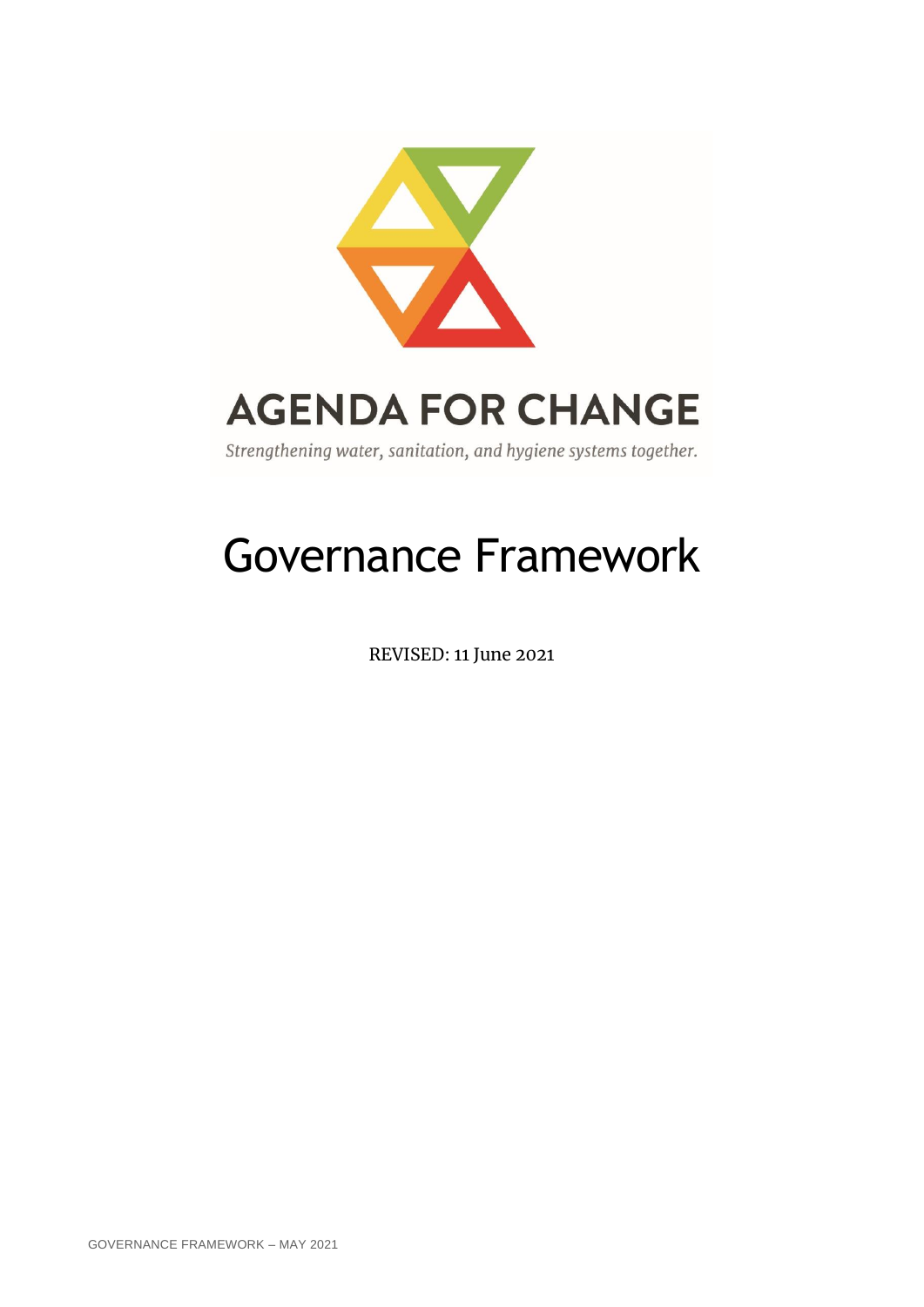# AGENDA FOR CHANGE

*Strengthening water, sanitation, and hygiene systems together.*

# Governance Framework

REVISED: 11 June 2021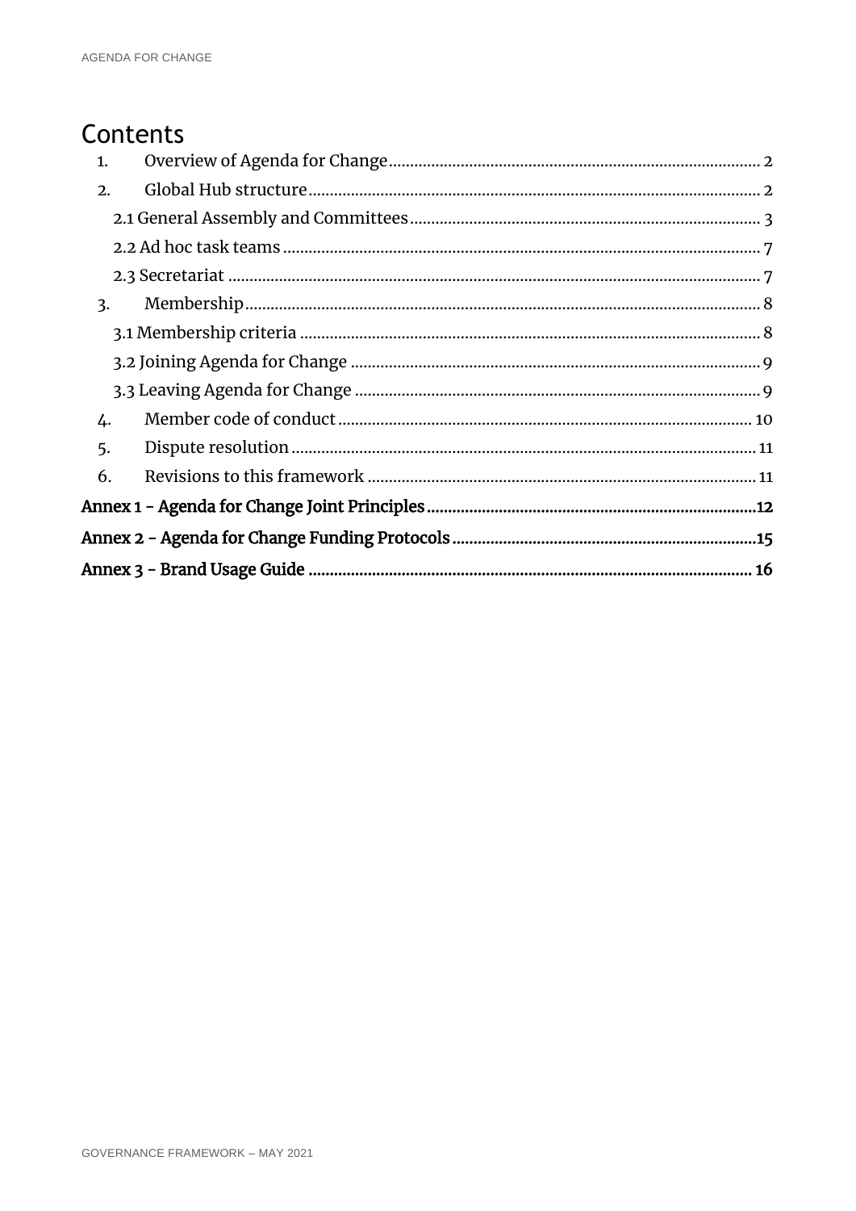# Contents

1. Overview of Agenda for Change ........ 2
2. Global Hub structure ........ 2
   - 2.1 General Assembly and Committees ........ 3
   - 2.2 Ad hoc task teams ........ 7
   - 2.3 Secretariat ........ 7
3. Membership ........ 8
   - 3.1 Membership criteria ........ 8
   - 3.2 Joining Agenda for Change ........ 9
   - 3.3 Leaving Agenda for Change ........ 9
4. Member code of conduct ........ 10
5. Dispute resolution ........ 11
6. Revisions to this framework ........ 11

**Annex 1 - Agenda for Change Joint Principles ........ 12**

**Annex 2 - Agenda for Change Funding Protocols ........ 15**

**Annex 3 - Brand Usage Guide ........ 16**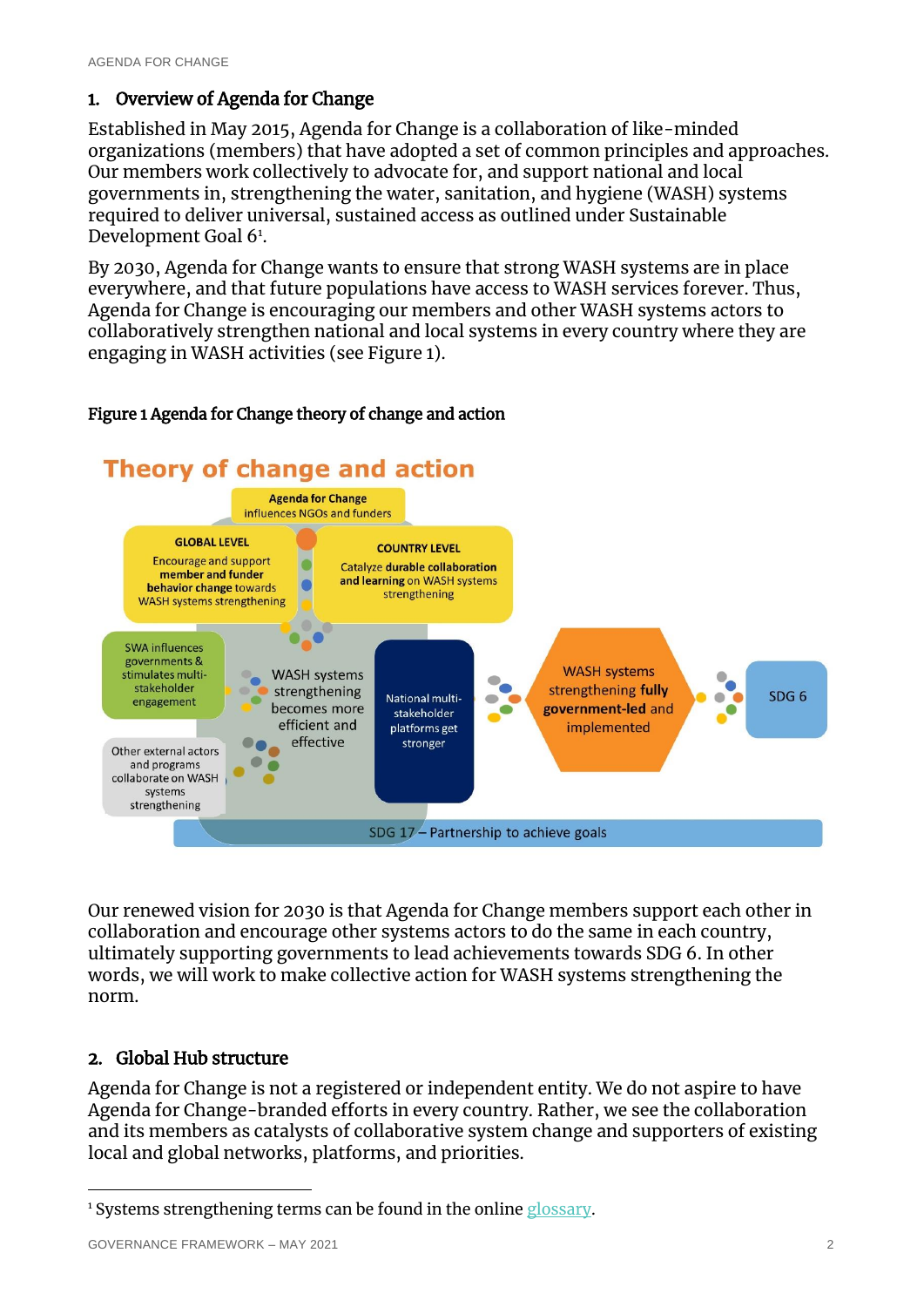## 1. Overview of Agenda for Change

Established in May 2015, Agenda for Change is a collaboration of like-minded organizations (members) that have adopted a set of common principles and approaches. Our members work collectively to advocate for, and support national and local governments in, strengthening the water, sanitation, and hygiene (WASH) systems required to deliver universal, sustained access as outlined under Sustainable Development Goal 6[1].

By 2030, Agenda for Change wants to ensure that strong WASH systems are in place everywhere, and that future populations have access to WASH services forever. Thus, Agenda for Change is encouraging our members and other WASH systems actors to collaboratively strengthen national and local systems in every country where they are engaging in WASH activities (see Figure 1).

**Figure 1 Agenda for Change theory of change and action**

Theory of change and action

Agenda for Change influences NGOs and funders

GLOBAL LEVEL: Encourage and support **member and funder behavior change** towards WASH systems strengthening

COUNTRY LEVEL: Catalyze **durable collaboration and learning** on WASH systems strengthening

SWA influences governments & stimulates multi-stakeholder engagement

Other external actors and programs collaborate on WASH systems strengthening

WASH systems strengthening becomes more efficient and effective

National multi-stakeholder platforms get stronger

WASH systems strengthening **fully government-led** and implemented

SDG 6

SDG 17 – Partnership to achieve goals

Our renewed vision for 2030 is that Agenda for Change members support each other in collaboration and encourage other systems actors to do the same in each country, ultimately supporting governments to lead achievements towards SDG 6. In other words, we will work to make collective action for WASH systems strengthening the norm.

## 2. Global Hub structure

Agenda for Change is not a registered or independent entity. We do not aspire to have Agenda for Change-branded efforts in every country. Rather, we see the collaboration and its members as catalysts of collaborative system change and supporters of existing local and global networks, platforms, and priorities.

[1] Systems strengthening terms can be found in the online glossary.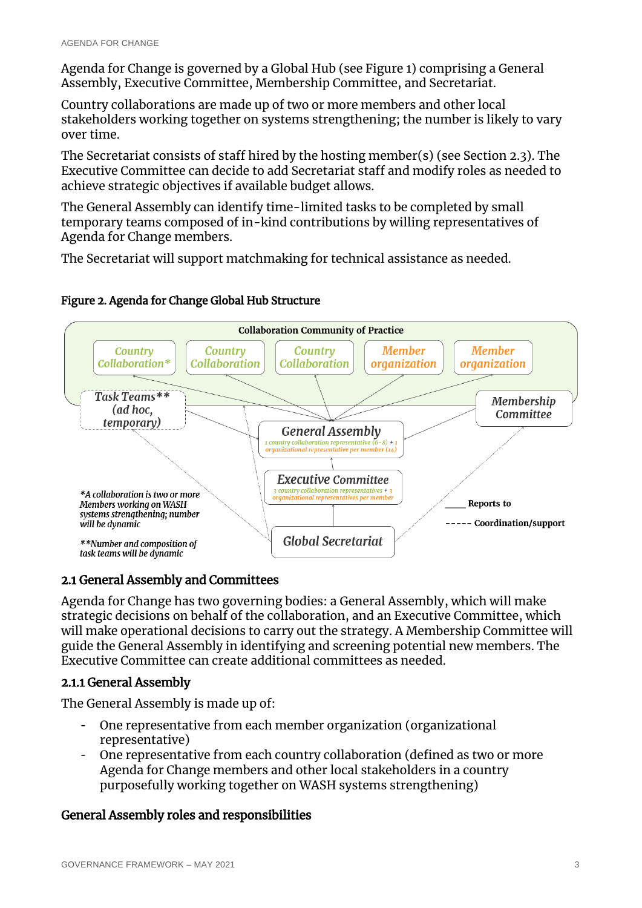Agenda for Change is governed by a Global Hub (see Figure 1) comprising a General Assembly, Executive Committee, Membership Committee, and Secretariat.

Country collaborations are made up of two or more members and other local stakeholders working together on systems strengthening; the number is likely to vary over time.

The Secretariat consists of staff hired by the hosting member(s) (see Section 2.3). The Executive Committee can decide to add Secretariat staff and modify roles as needed to achieve strategic objectives if available budget allows.

The General Assembly can identify time-limited tasks to be completed by small temporary teams composed of in-kind contributions by willing representatives of Agenda for Change members.

The Secretariat will support matchmaking for technical assistance as needed.

**Figure 2. Agenda for Change Global Hub Structure**

Collaboration Community of Practice

*Country Collaboration** | *Country Collaboration* | *Country Collaboration* | *Member organization* | *Member organization*

*Task Teams*** *(ad hoc, temporary)*

*Membership Committee*

*General Assembly* — 1 country collaboration representative (6–8) + 1 organizational representative per member (14)

*Executive Committee* — 3 country collaboration representatives + 3 organizational representatives per member

*Global Secretariat*

*\*A collaboration is two or more Members working on WASH systems strengthening; number will be dynamic*

*\*\*Number and composition of task teams will be dynamic*

____ Reports to

----- Coordination/support

## 2.1 General Assembly and Committees

Agenda for Change has two governing bodies: a General Assembly, which will make strategic decisions on behalf of the collaboration, and an Executive Committee, which will make operational decisions to carry out the strategy. A Membership Committee will guide the General Assembly in identifying and screening potential new members. The Executive Committee can create additional committees as needed.

### 2.1.1 General Assembly

The General Assembly is made up of:

- One representative from each member organization (organizational representative)
- One representative from each country collaboration (defined as two or more Agenda for Change members and other local stakeholders in a country purposefully working together on WASH systems strengthening)

#### General Assembly roles and responsibilities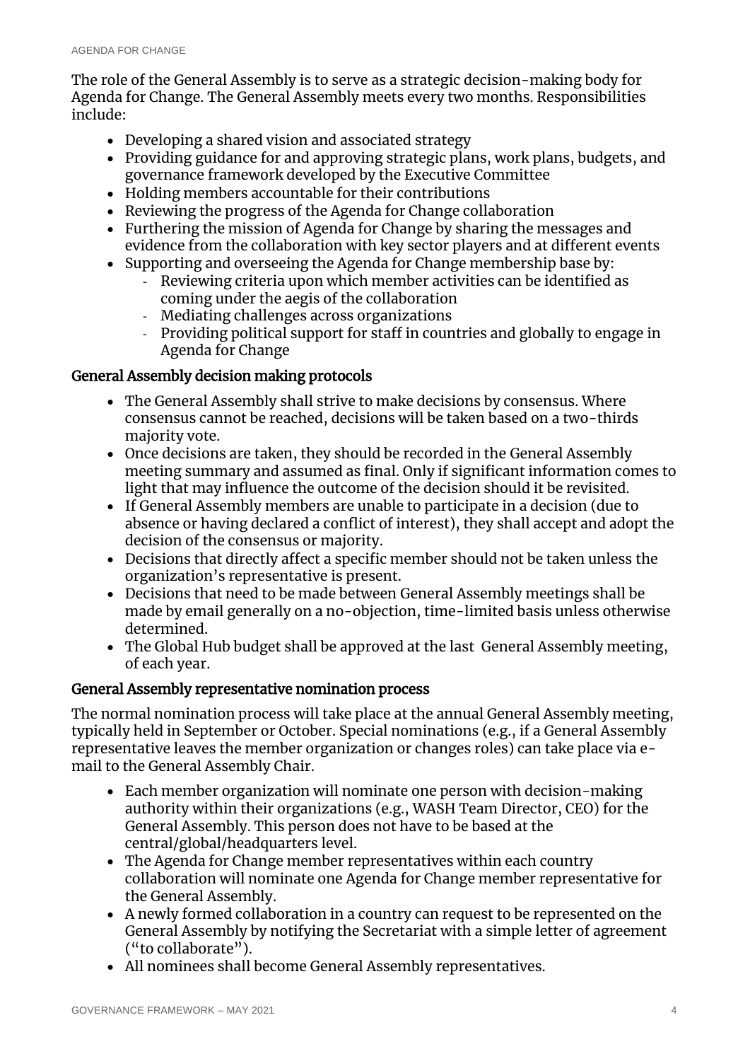The role of the General Assembly is to serve as a strategic decision-making body for Agenda for Change. The General Assembly meets every two months. Responsibilities include:

- Developing a shared vision and associated strategy
- Providing guidance for and approving strategic plans, work plans, budgets, and governance framework developed by the Executive Committee
- Holding members accountable for their contributions
- Reviewing the progress of the Agenda for Change collaboration
- Furthering the mission of Agenda for Change by sharing the messages and evidence from the collaboration with key sector players and at different events
- Supporting and overseeing the Agenda for Change membership base by:
  - Reviewing criteria upon which member activities can be identified as coming under the aegis of the collaboration
  - Mediating challenges across organizations
  - Providing political support for staff in countries and globally to engage in Agenda for Change

### General Assembly decision making protocols

- The General Assembly shall strive to make decisions by consensus. Where consensus cannot be reached, decisions will be taken based on a two-thirds majority vote.
- Once decisions are taken, they should be recorded in the General Assembly meeting summary and assumed as final. Only if significant information comes to light that may influence the outcome of the decision should it be revisited.
- If General Assembly members are unable to participate in a decision (due to absence or having declared a conflict of interest), they shall accept and adopt the decision of the consensus or majority.
- Decisions that directly affect a specific member should not be taken unless the organization's representative is present.
- Decisions that need to be made between General Assembly meetings shall be made by email generally on a no-objection, time-limited basis unless otherwise determined.
- The Global Hub budget shall be approved at the last General Assembly meeting, of each year.

### General Assembly representative nomination process

The normal nomination process will take place at the annual General Assembly meeting, typically held in September or October. Special nominations (e.g., if a General Assembly representative leaves the member organization or changes roles) can take place via e-mail to the General Assembly Chair.

- Each member organization will nominate one person with decision-making authority within their organizations (e.g., WASH Team Director, CEO) for the General Assembly. This person does not have to be based at the central/global/headquarters level.
- The Agenda for Change member representatives within each country collaboration will nominate one Agenda for Change member representative for the General Assembly.
- A newly formed collaboration in a country can request to be represented on the General Assembly by notifying the Secretariat with a simple letter of agreement ("to collaborate").
- All nominees shall become General Assembly representatives.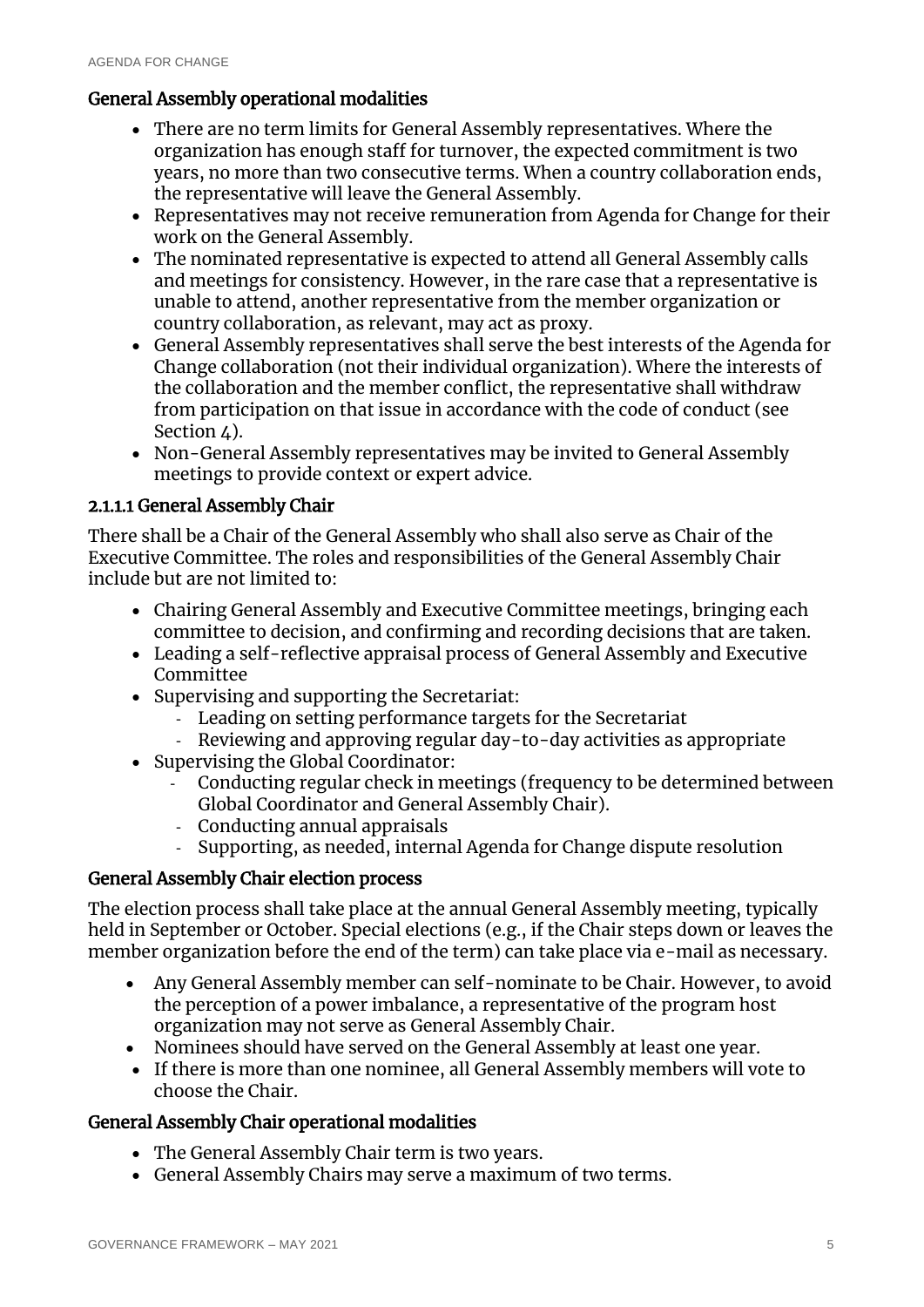### General Assembly operational modalities

- There are no term limits for General Assembly representatives. Where the organization has enough staff for turnover, the expected commitment is two years, no more than two consecutive terms. When a country collaboration ends, the representative will leave the General Assembly.
- Representatives may not receive remuneration from Agenda for Change for their work on the General Assembly.
- The nominated representative is expected to attend all General Assembly calls and meetings for consistency. However, in the rare case that a representative is unable to attend, another representative from the member organization or country collaboration, as relevant, may act as proxy.
- General Assembly representatives shall serve the best interests of the Agenda for Change collaboration (not their individual organization). Where the interests of the collaboration and the member conflict, the representative shall withdraw from participation on that issue in accordance with the code of conduct (see Section 4).
- Non-General Assembly representatives may be invited to General Assembly meetings to provide context or expert advice.

#### 2.1.1.1 General Assembly Chair

There shall be a Chair of the General Assembly who shall also serve as Chair of the Executive Committee. The roles and responsibilities of the General Assembly Chair include but are not limited to:

- Chairing General Assembly and Executive Committee meetings, bringing each committee to decision, and confirming and recording decisions that are taken.
- Leading a self-reflective appraisal process of General Assembly and Executive Committee
- Supervising and supporting the Secretariat:
  - Leading on setting performance targets for the Secretariat
  - Reviewing and approving regular day-to-day activities as appropriate
- Supervising the Global Coordinator:
  - Conducting regular check in meetings (frequency to be determined between Global Coordinator and General Assembly Chair).
  - Conducting annual appraisals
  - Supporting, as needed, internal Agenda for Change dispute resolution

### General Assembly Chair election process

The election process shall take place at the annual General Assembly meeting, typically held in September or October. Special elections (e.g., if the Chair steps down or leaves the member organization before the end of the term) can take place via e-mail as necessary.

- Any General Assembly member can self-nominate to be Chair. However, to avoid the perception of a power imbalance, a representative of the program host organization may not serve as General Assembly Chair.
- Nominees should have served on the General Assembly at least one year.
- If there is more than one nominee, all General Assembly members will vote to choose the Chair.

### General Assembly Chair operational modalities

- The General Assembly Chair term is two years.
- General Assembly Chairs may serve a maximum of two terms.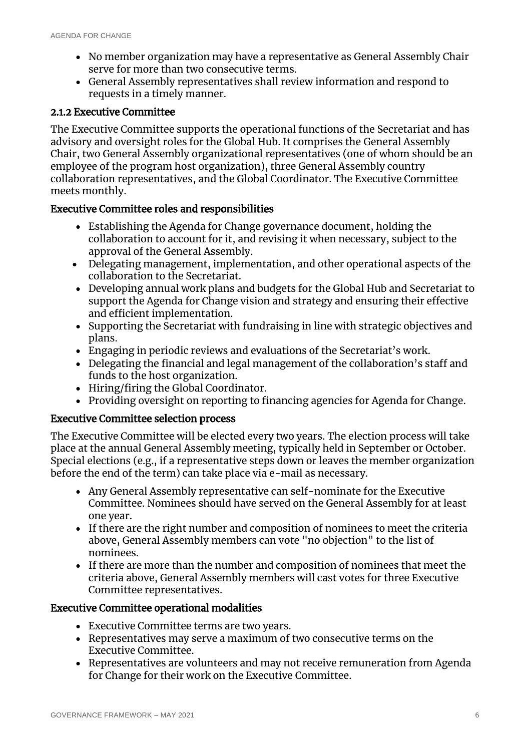- No member organization may have a representative as General Assembly Chair serve for more than two consecutive terms.
- General Assembly representatives shall review information and respond to requests in a timely manner.

### 2.1.2 Executive Committee

The Executive Committee supports the operational functions of the Secretariat and has advisory and oversight roles for the Global Hub. It comprises the General Assembly Chair, two General Assembly organizational representatives (one of whom should be an employee of the program host organization), three General Assembly country collaboration representatives, and the Global Coordinator. The Executive Committee meets monthly.

#### Executive Committee roles and responsibilities

- Establishing the Agenda for Change governance document, holding the collaboration to account for it, and revising it when necessary, subject to the approval of the General Assembly.
- Delegating management, implementation, and other operational aspects of the collaboration to the Secretariat.
- Developing annual work plans and budgets for the Global Hub and Secretariat to support the Agenda for Change vision and strategy and ensuring their effective and efficient implementation.
- Supporting the Secretariat with fundraising in line with strategic objectives and plans.
- Engaging in periodic reviews and evaluations of the Secretariat's work.
- Delegating the financial and legal management of the collaboration's staff and funds to the host organization.
- Hiring/firing the Global Coordinator.
- Providing oversight on reporting to financing agencies for Agenda for Change.

#### Executive Committee selection process

The Executive Committee will be elected every two years. The election process will take place at the annual General Assembly meeting, typically held in September or October. Special elections (e.g., if a representative steps down or leaves the member organization before the end of the term) can take place via e-mail as necessary.

- Any General Assembly representative can self-nominate for the Executive Committee. Nominees should have served on the General Assembly for at least one year.
- If there are the right number and composition of nominees to meet the criteria above, General Assembly members can vote "no objection" to the list of nominees.
- If there are more than the number and composition of nominees that meet the criteria above, General Assembly members will cast votes for three Executive Committee representatives.

#### Executive Committee operational modalities

- Executive Committee terms are two years.
- Representatives may serve a maximum of two consecutive terms on the Executive Committee.
- Representatives are volunteers and may not receive remuneration from Agenda for Change for their work on the Executive Committee.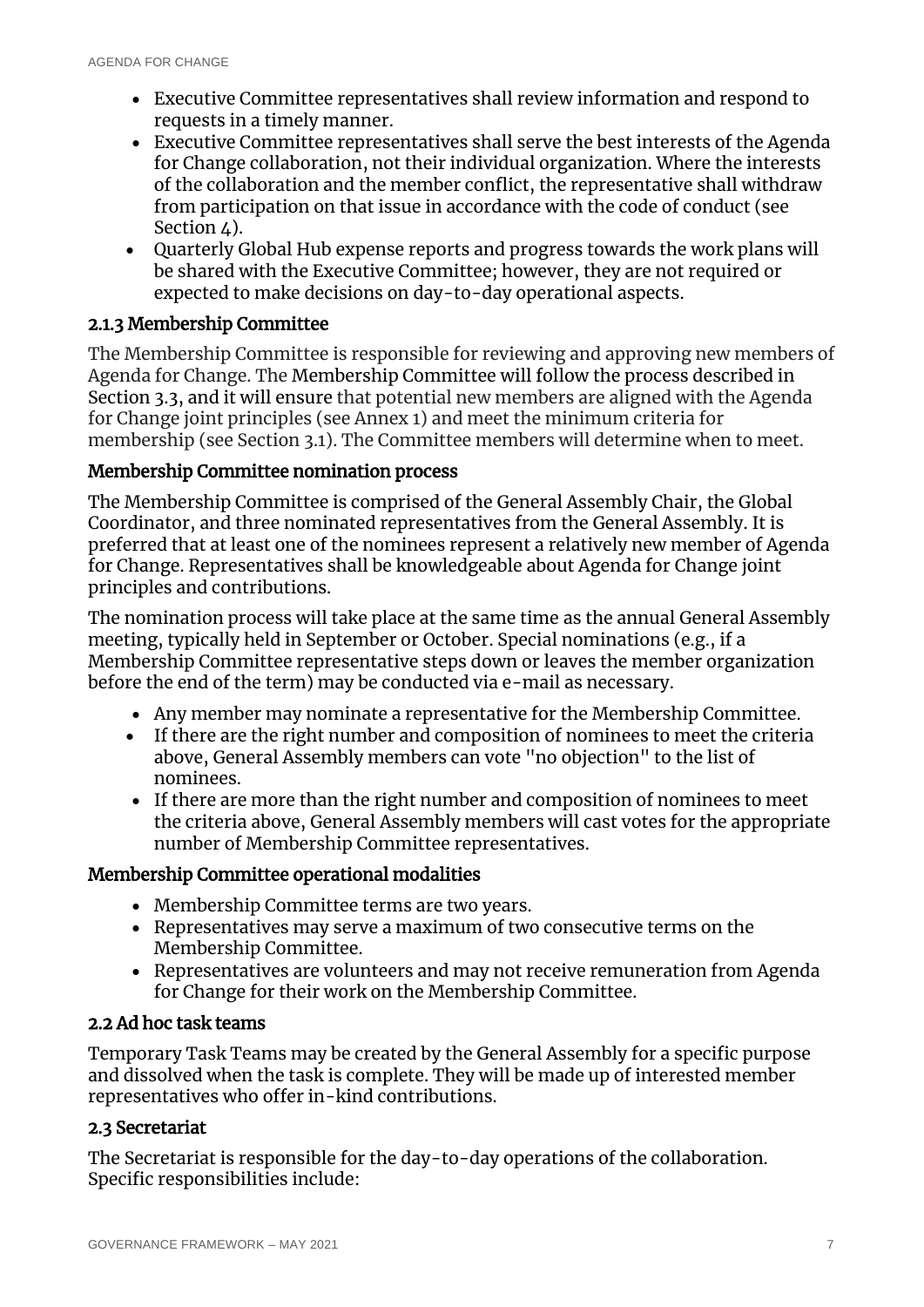- Executive Committee representatives shall review information and respond to requests in a timely manner.
- Executive Committee representatives shall serve the best interests of the Agenda for Change collaboration, not their individual organization. Where the interests of the collaboration and the member conflict, the representative shall withdraw from participation on that issue in accordance with the code of conduct (see Section 4).
- Quarterly Global Hub expense reports and progress towards the work plans will be shared with the Executive Committee; however, they are not required or expected to make decisions on day-to-day operational aspects.

### 2.1.3 Membership Committee

The Membership Committee is responsible for reviewing and approving new members of Agenda for Change. The Membership Committee will follow the process described in Section 3.3, and it will ensure that potential new members are aligned with the Agenda for Change joint principles (see Annex 1) and meet the minimum criteria for membership (see Section 3.1). The Committee members will determine when to meet.

#### Membership Committee nomination process

The Membership Committee is comprised of the General Assembly Chair, the Global Coordinator, and three nominated representatives from the General Assembly. It is preferred that at least one of the nominees represent a relatively new member of Agenda for Change. Representatives shall be knowledgeable about Agenda for Change joint principles and contributions.

The nomination process will take place at the same time as the annual General Assembly meeting, typically held in September or October. Special nominations (e.g., if a Membership Committee representative steps down or leaves the member organization before the end of the term) may be conducted via e-mail as necessary.

- Any member may nominate a representative for the Membership Committee.
- If there are the right number and composition of nominees to meet the criteria above, General Assembly members can vote "no objection" to the list of nominees.
- If there are more than the right number and composition of nominees to meet the criteria above, General Assembly members will cast votes for the appropriate number of Membership Committee representatives.

#### Membership Committee operational modalities

- Membership Committee terms are two years.
- Representatives may serve a maximum of two consecutive terms on the Membership Committee.
- Representatives are volunteers and may not receive remuneration from Agenda for Change for their work on the Membership Committee.

## 2.2 Ad hoc task teams

Temporary Task Teams may be created by the General Assembly for a specific purpose and dissolved when the task is complete. They will be made up of interested member representatives who offer in-kind contributions.

## 2.3 Secretariat

The Secretariat is responsible for the day-to-day operations of the collaboration. Specific responsibilities include: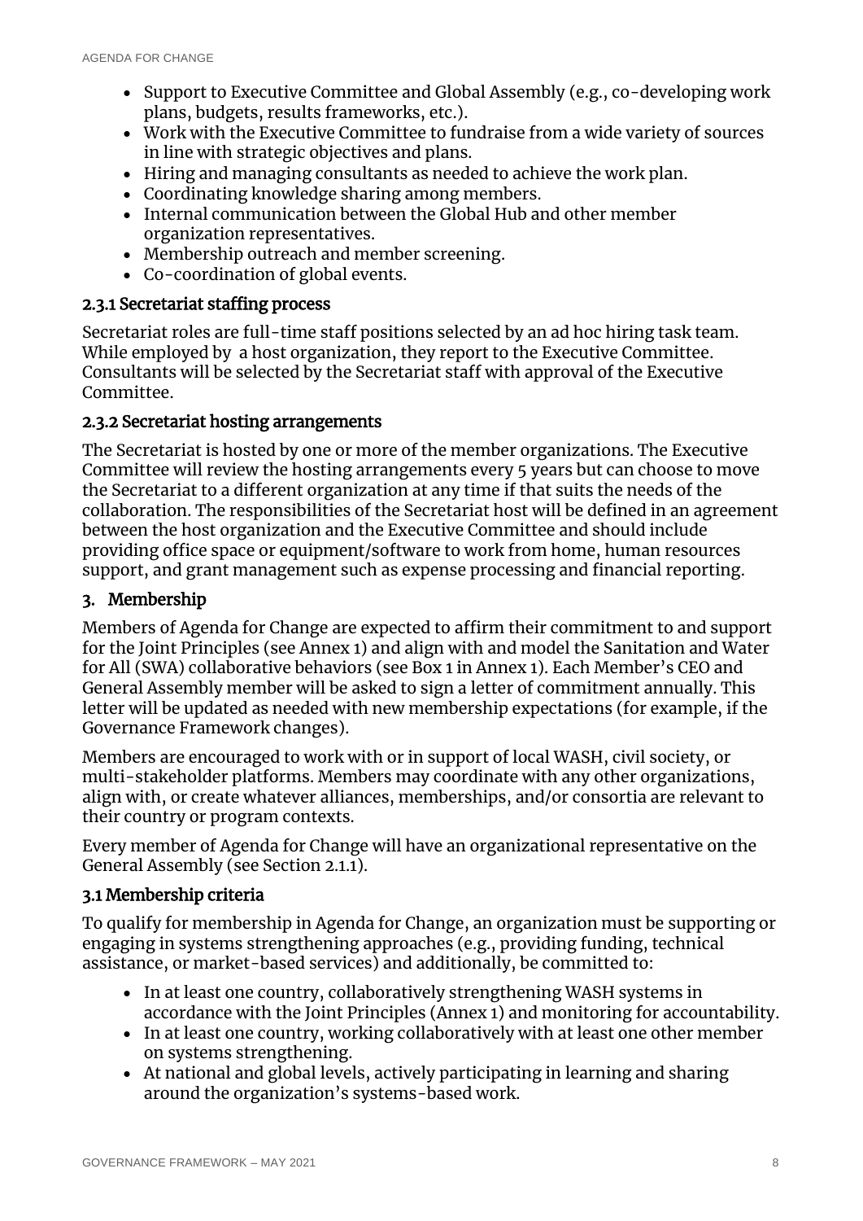- Support to Executive Committee and Global Assembly (e.g., co-developing work plans, budgets, results frameworks, etc.).
- Work with the Executive Committee to fundraise from a wide variety of sources in line with strategic objectives and plans.
- Hiring and managing consultants as needed to achieve the work plan.
- Coordinating knowledge sharing among members.
- Internal communication between the Global Hub and other member organization representatives.
- Membership outreach and member screening.
- Co-coordination of global events.

### 2.3.1 Secretariat staffing process

Secretariat roles are full-time staff positions selected by an ad hoc hiring task team. While employed by a host organization, they report to the Executive Committee. Consultants will be selected by the Secretariat staff with approval of the Executive Committee.

### 2.3.2 Secretariat hosting arrangements

The Secretariat is hosted by one or more of the member organizations. The Executive Committee will review the hosting arrangements every 5 years but can choose to move the Secretariat to a different organization at any time if that suits the needs of the collaboration. The responsibilities of the Secretariat host will be defined in an agreement between the host organization and the Executive Committee and should include providing office space or equipment/software to work from home, human resources support, and grant management such as expense processing and financial reporting.

## 3. Membership

Members of Agenda for Change are expected to affirm their commitment to and support for the Joint Principles (see Annex 1) and align with and model the Sanitation and Water for All (SWA) collaborative behaviors (see Box 1 in Annex 1). Each Member's CEO and General Assembly member will be asked to sign a letter of commitment annually. This letter will be updated as needed with new membership expectations (for example, if the Governance Framework changes).

Members are encouraged to work with or in support of local WASH, civil society, or multi-stakeholder platforms. Members may coordinate with any other organizations, align with, or create whatever alliances, memberships, and/or consortia are relevant to their country or program contexts.

Every member of Agenda for Change will have an organizational representative on the General Assembly (see Section 2.1.1).

### 3.1 Membership criteria

To qualify for membership in Agenda for Change, an organization must be supporting or engaging in systems strengthening approaches (e.g., providing funding, technical assistance, or market-based services) and additionally, be committed to:

- In at least one country, collaboratively strengthening WASH systems in accordance with the Joint Principles (Annex 1) and monitoring for accountability.
- In at least one country, working collaboratively with at least one other member on systems strengthening.
- At national and global levels, actively participating in learning and sharing around the organization's systems-based work.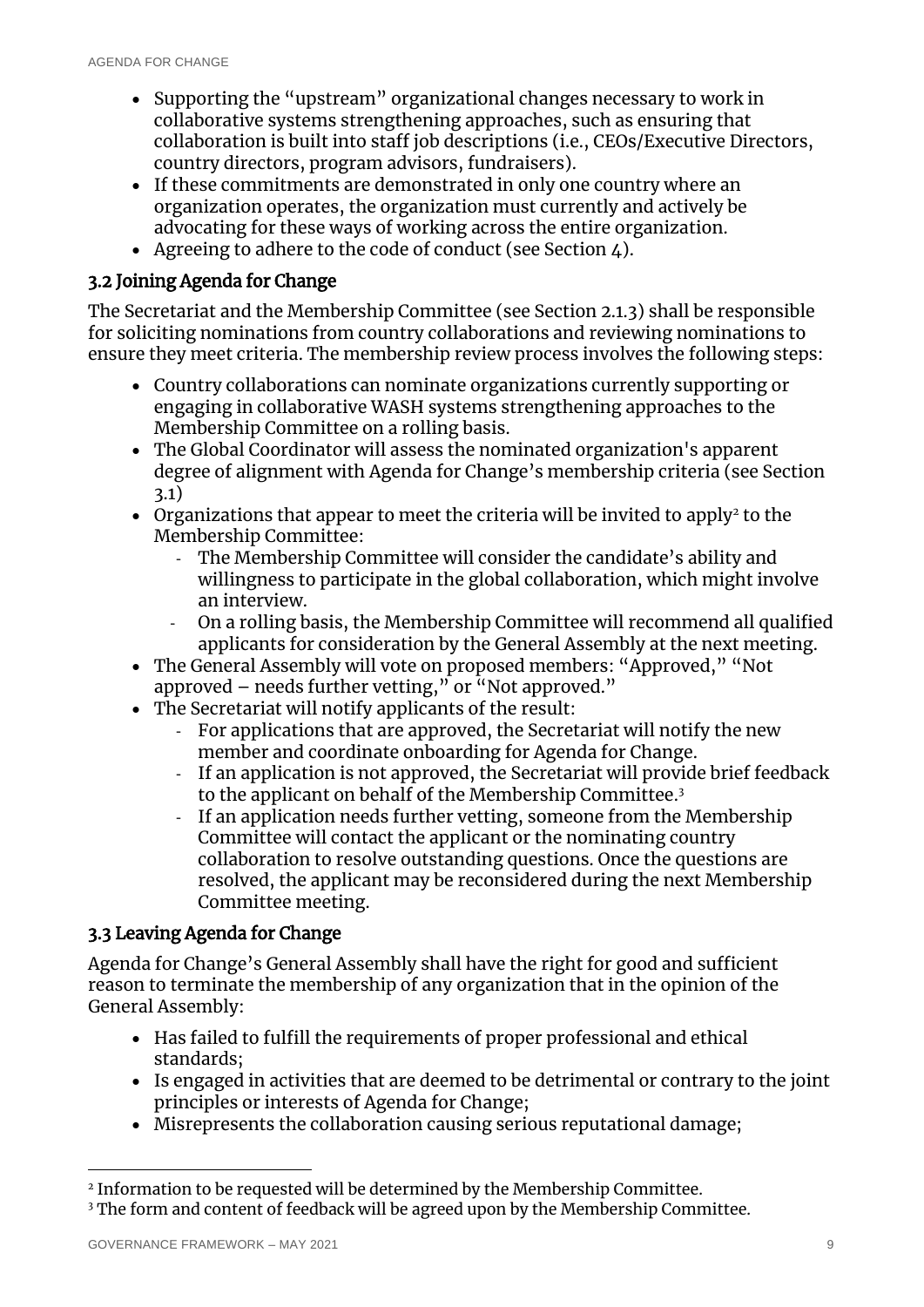- Supporting the "upstream" organizational changes necessary to work in collaborative systems strengthening approaches, such as ensuring that collaboration is built into staff job descriptions (i.e., CEOs/Executive Directors, country directors, program advisors, fundraisers).
- If these commitments are demonstrated in only one country where an organization operates, the organization must currently and actively be advocating for these ways of working across the entire organization.
- Agreeing to adhere to the code of conduct (see Section 4).

### 3.2 Joining Agenda for Change

The Secretariat and the Membership Committee (see Section 2.1.3) shall be responsible for soliciting nominations from country collaborations and reviewing nominations to ensure they meet criteria. The membership review process involves the following steps:

- Country collaborations can nominate organizations currently supporting or engaging in collaborative WASH systems strengthening approaches to the Membership Committee on a rolling basis.
- The Global Coordinator will assess the nominated organization's apparent degree of alignment with Agenda for Change's membership criteria (see Section 3.1)
- Organizations that appear to meet the criteria will be invited to apply[2] to the Membership Committee:
  - The Membership Committee will consider the candidate's ability and willingness to participate in the global collaboration, which might involve an interview.
  - On a rolling basis, the Membership Committee will recommend all qualified applicants for consideration by the General Assembly at the next meeting.
- The General Assembly will vote on proposed members: "Approved," "Not approved – needs further vetting," or "Not approved."
- The Secretariat will notify applicants of the result:
  - For applications that are approved, the Secretariat will notify the new member and coordinate onboarding for Agenda for Change.
  - If an application is not approved, the Secretariat will provide brief feedback to the applicant on behalf of the Membership Committee.[3]
  - If an application needs further vetting, someone from the Membership Committee will contact the applicant or the nominating country collaboration to resolve outstanding questions. Once the questions are resolved, the applicant may be reconsidered during the next Membership Committee meeting.

### 3.3 Leaving Agenda for Change

Agenda for Change's General Assembly shall have the right for good and sufficient reason to terminate the membership of any organization that in the opinion of the General Assembly:

- Has failed to fulfill the requirements of proper professional and ethical standards;
- Is engaged in activities that are deemed to be detrimental or contrary to the joint principles or interests of Agenda for Change;
- Misrepresents the collaboration causing serious reputational damage;

---

[2] Information to be requested will be determined by the Membership Committee.

[3] The form and content of feedback will be agreed upon by the Membership Committee.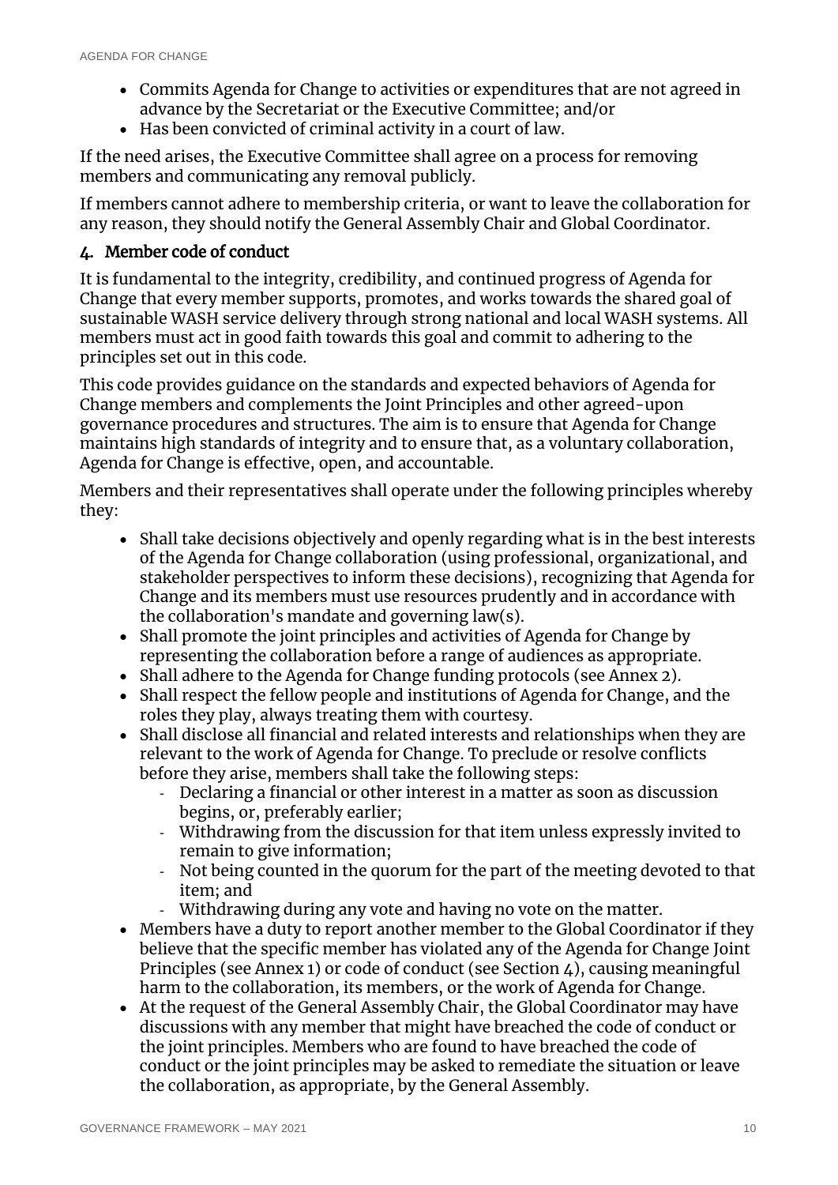- Commits Agenda for Change to activities or expenditures that are not agreed in advance by the Secretariat or the Executive Committee; and/or
- Has been convicted of criminal activity in a court of law.

If the need arises, the Executive Committee shall agree on a process for removing members and communicating any removal publicly.

If members cannot adhere to membership criteria, or want to leave the collaboration for any reason, they should notify the General Assembly Chair and Global Coordinator.

## 4. Member code of conduct

It is fundamental to the integrity, credibility, and continued progress of Agenda for Change that every member supports, promotes, and works towards the shared goal of sustainable WASH service delivery through strong national and local WASH systems. All members must act in good faith towards this goal and commit to adhering to the principles set out in this code.

This code provides guidance on the standards and expected behaviors of Agenda for Change members and complements the Joint Principles and other agreed-upon governance procedures and structures. The aim is to ensure that Agenda for Change maintains high standards of integrity and to ensure that, as a voluntary collaboration, Agenda for Change is effective, open, and accountable.

Members and their representatives shall operate under the following principles whereby they:

- Shall take decisions objectively and openly regarding what is in the best interests of the Agenda for Change collaboration (using professional, organizational, and stakeholder perspectives to inform these decisions), recognizing that Agenda for Change and its members must use resources prudently and in accordance with the collaboration's mandate and governing law(s).
- Shall promote the joint principles and activities of Agenda for Change by representing the collaboration before a range of audiences as appropriate.
- Shall adhere to the Agenda for Change funding protocols (see Annex 2).
- Shall respect the fellow people and institutions of Agenda for Change, and the roles they play, always treating them with courtesy.
- Shall disclose all financial and related interests and relationships when they are relevant to the work of Agenda for Change. To preclude or resolve conflicts before they arise, members shall take the following steps:
    - Declaring a financial or other interest in a matter as soon as discussion begins, or, preferably earlier;
    - Withdrawing from the discussion for that item unless expressly invited to remain to give information;
    - Not being counted in the quorum for the part of the meeting devoted to that item; and
    - Withdrawing during any vote and having no vote on the matter.
- Members have a duty to report another member to the Global Coordinator if they believe that the specific member has violated any of the Agenda for Change Joint Principles (see Annex 1) or code of conduct (see Section 4), causing meaningful harm to the collaboration, its members, or the work of Agenda for Change.
- At the request of the General Assembly Chair, the Global Coordinator may have discussions with any member that might have breached the code of conduct or the joint principles. Members who are found to have breached the code of conduct or the joint principles may be asked to remediate the situation or leave the collaboration, as appropriate, by the General Assembly.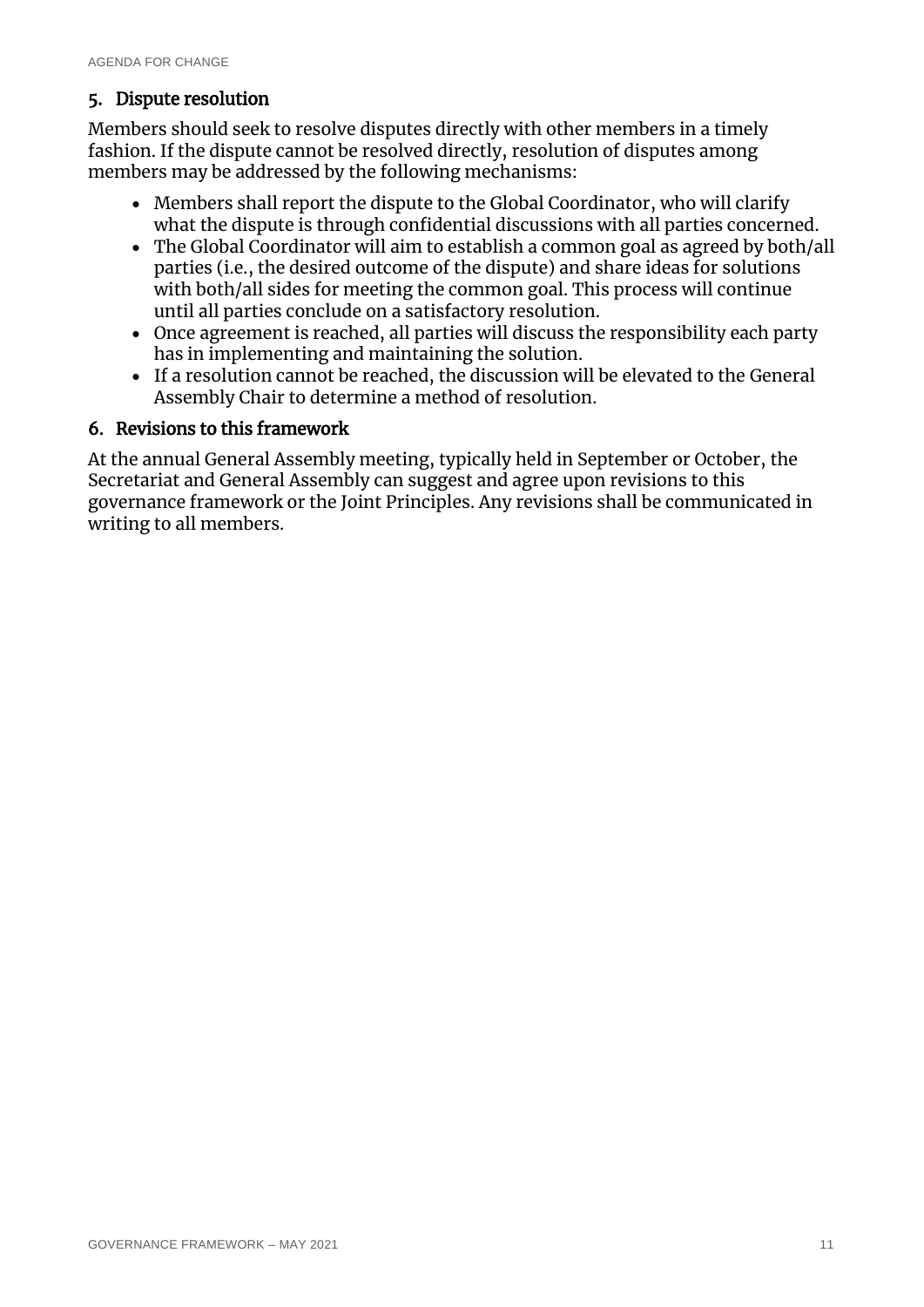## 5. Dispute resolution

Members should seek to resolve disputes directly with other members in a timely fashion. If the dispute cannot be resolved directly, resolution of disputes among members may be addressed by the following mechanisms:

- Members shall report the dispute to the Global Coordinator, who will clarify what the dispute is through confidential discussions with all parties concerned.
- The Global Coordinator will aim to establish a common goal as agreed by both/all parties (i.e., the desired outcome of the dispute) and share ideas for solutions with both/all sides for meeting the common goal. This process will continue until all parties conclude on a satisfactory resolution.
- Once agreement is reached, all parties will discuss the responsibility each party has in implementing and maintaining the solution.
- If a resolution cannot be reached, the discussion will be elevated to the General Assembly Chair to determine a method of resolution.

## 6. Revisions to this framework

At the annual General Assembly meeting, typically held in September or October, the Secretariat and General Assembly can suggest and agree upon revisions to this governance framework or the Joint Principles. Any revisions shall be communicated in writing to all members.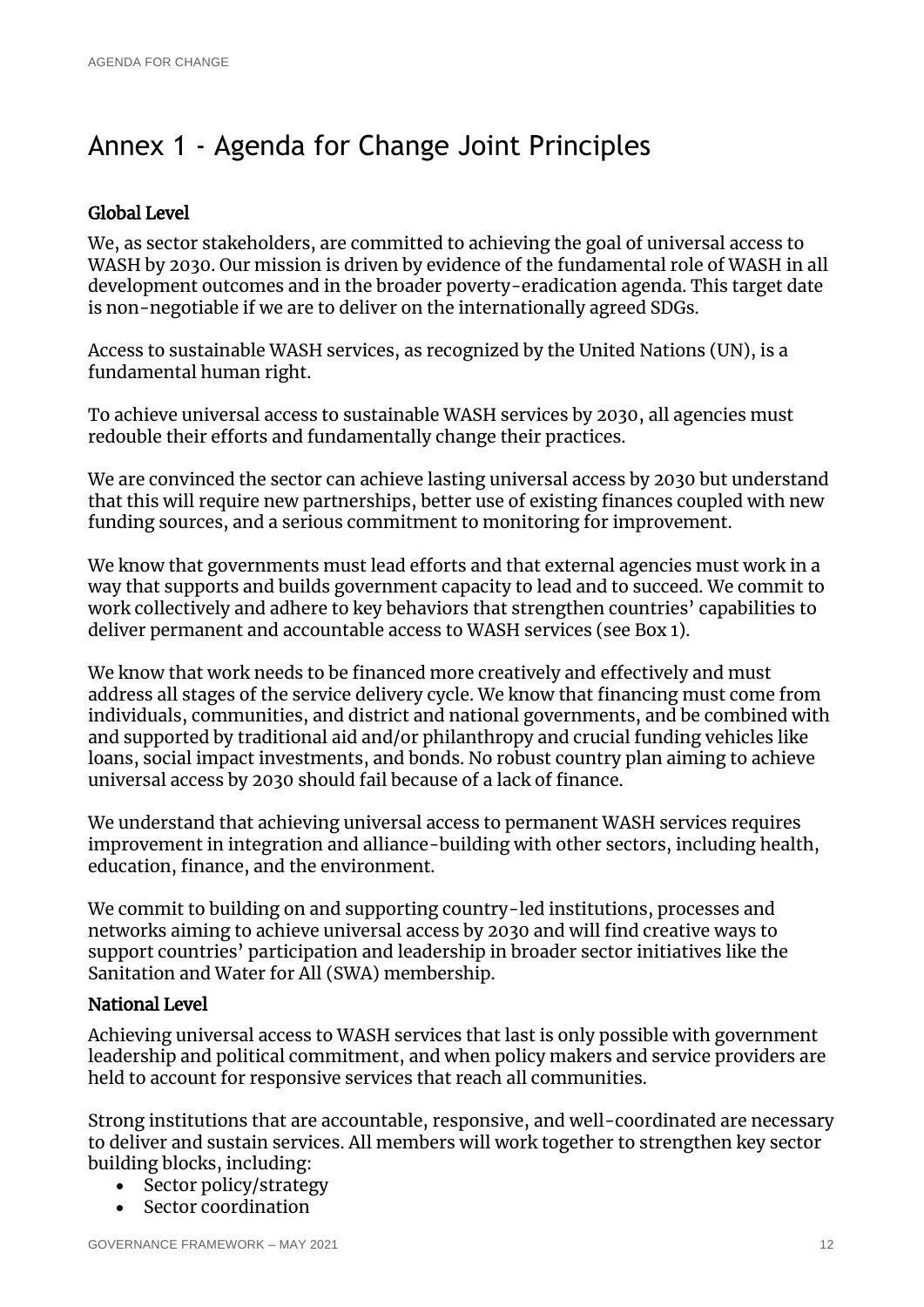# Annex 1 - Agenda for Change Joint Principles

**Global Level**

We, as sector stakeholders, are committed to achieving the goal of universal access to WASH by 2030. Our mission is driven by evidence of the fundamental role of WASH in all development outcomes and in the broader poverty-eradication agenda. This target date is non-negotiable if we are to deliver on the internationally agreed SDGs.

Access to sustainable WASH services, as recognized by the United Nations (UN), is a fundamental human right.

To achieve universal access to sustainable WASH services by 2030, all agencies must redouble their efforts and fundamentally change their practices.

We are convinced the sector can achieve lasting universal access by 2030 but understand that this will require new partnerships, better use of existing finances coupled with new funding sources, and a serious commitment to monitoring for improvement.

We know that governments must lead efforts and that external agencies must work in a way that supports and builds government capacity to lead and to succeed. We commit to work collectively and adhere to key behaviors that strengthen countries' capabilities to deliver permanent and accountable access to WASH services (see Box 1).

We know that work needs to be financed more creatively and effectively and must address all stages of the service delivery cycle. We know that financing must come from individuals, communities, and district and national governments, and be combined with and supported by traditional aid and/or philanthropy and crucial funding vehicles like loans, social impact investments, and bonds. No robust country plan aiming to achieve universal access by 2030 should fail because of a lack of finance.

We understand that achieving universal access to permanent WASH services requires improvement in integration and alliance-building with other sectors, including health, education, finance, and the environment.

We commit to building on and supporting country-led institutions, processes and networks aiming to achieve universal access by 2030 and will find creative ways to support countries' participation and leadership in broader sector initiatives like the Sanitation and Water for All (SWA) membership.

**National Level**

Achieving universal access to WASH services that last is only possible with government leadership and political commitment, and when policy makers and service providers are held to account for responsive services that reach all communities.

Strong institutions that are accountable, responsive, and well-coordinated are necessary to deliver and sustain services. All members will work together to strengthen key sector building blocks, including:

- Sector policy/strategy
- Sector coordination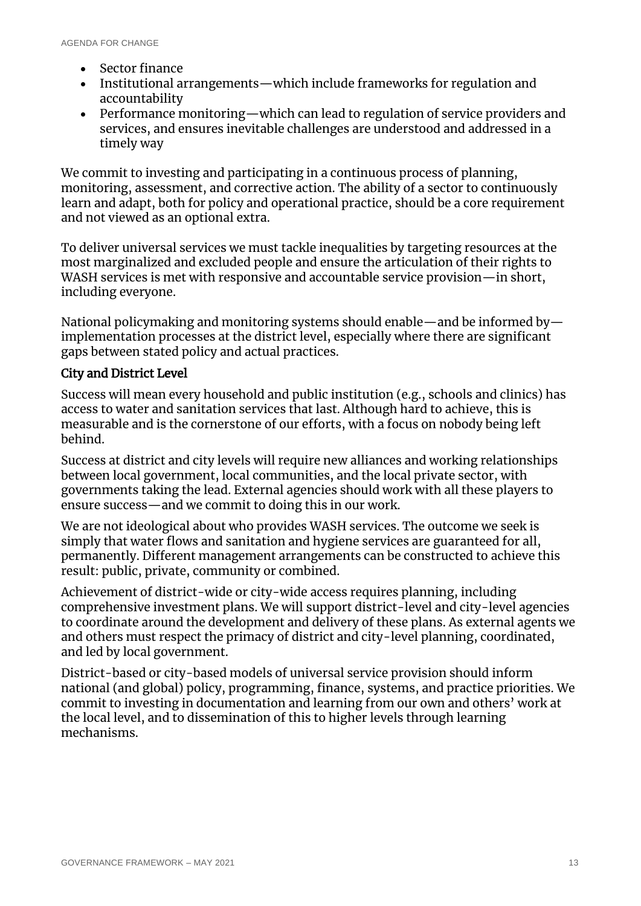- Sector finance
- Institutional arrangements—which include frameworks for regulation and accountability
- Performance monitoring—which can lead to regulation of service providers and services, and ensures inevitable challenges are understood and addressed in a timely way

We commit to investing and participating in a continuous process of planning, monitoring, assessment, and corrective action. The ability of a sector to continuously learn and adapt, both for policy and operational practice, should be a core requirement and not viewed as an optional extra.

To deliver universal services we must tackle inequalities by targeting resources at the most marginalized and excluded people and ensure the articulation of their rights to WASH services is met with responsive and accountable service provision—in short, including everyone.

National policymaking and monitoring systems should enable—and be informed by—implementation processes at the district level, especially where there are significant gaps between stated policy and actual practices.

### City and District Level

Success will mean every household and public institution (e.g., schools and clinics) has access to water and sanitation services that last. Although hard to achieve, this is measurable and is the cornerstone of our efforts, with a focus on nobody being left behind.

Success at district and city levels will require new alliances and working relationships between local government, local communities, and the local private sector, with governments taking the lead. External agencies should work with all these players to ensure success—and we commit to doing this in our work.

We are not ideological about who provides WASH services. The outcome we seek is simply that water flows and sanitation and hygiene services are guaranteed for all, permanently. Different management arrangements can be constructed to achieve this result: public, private, community or combined.

Achievement of district-wide or city-wide access requires planning, including comprehensive investment plans. We will support district-level and city-level agencies to coordinate around the development and delivery of these plans. As external agents we and others must respect the primacy of district and city-level planning, coordinated, and led by local government.

District-based or city-based models of universal service provision should inform national (and global) policy, programming, finance, systems, and practice priorities. We commit to investing in documentation and learning from our own and others' work at the local level, and to dissemination of this to higher levels through learning mechanisms.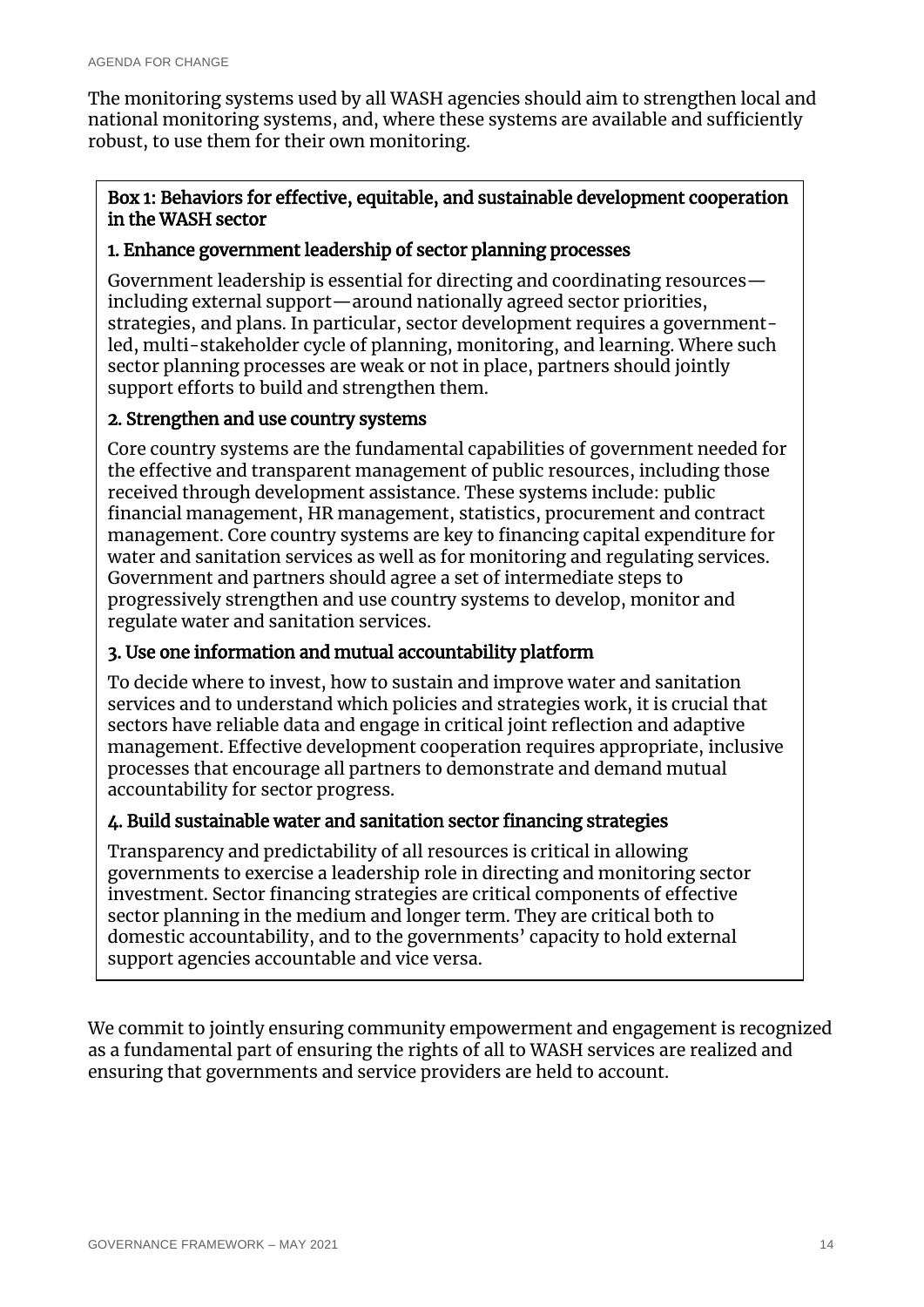The monitoring systems used by all WASH agencies should aim to strengthen local and national monitoring systems, and, where these systems are available and sufficiently robust, to use them for their own monitoring.

**Box 1: Behaviors for effective, equitable, and sustainable development cooperation in the WASH sector**

**1. Enhance government leadership of sector planning processes**

Government leadership is essential for directing and coordinating resources—including external support—around nationally agreed sector priorities, strategies, and plans. In particular, sector development requires a government-led, multi-stakeholder cycle of planning, monitoring, and learning. Where such sector planning processes are weak or not in place, partners should jointly support efforts to build and strengthen them.

**2. Strengthen and use country systems**

Core country systems are the fundamental capabilities of government needed for the effective and transparent management of public resources, including those received through development assistance. These systems include: public financial management, HR management, statistics, procurement and contract management. Core country systems are key to financing capital expenditure for water and sanitation services as well as for monitoring and regulating services. Government and partners should agree a set of intermediate steps to progressively strengthen and use country systems to develop, monitor and regulate water and sanitation services.

**3. Use one information and mutual accountability platform**

To decide where to invest, how to sustain and improve water and sanitation services and to understand which policies and strategies work, it is crucial that sectors have reliable data and engage in critical joint reflection and adaptive management. Effective development cooperation requires appropriate, inclusive processes that encourage all partners to demonstrate and demand mutual accountability for sector progress.

**4. Build sustainable water and sanitation sector financing strategies**

Transparency and predictability of all resources is critical in allowing governments to exercise a leadership role in directing and monitoring sector investment. Sector financing strategies are critical components of effective sector planning in the medium and longer term. They are critical both to domestic accountability, and to the governments' capacity to hold external support agencies accountable and vice versa.

We commit to jointly ensuring community empowerment and engagement is recognized as a fundamental part of ensuring the rights of all to WASH services are realized and ensuring that governments and service providers are held to account.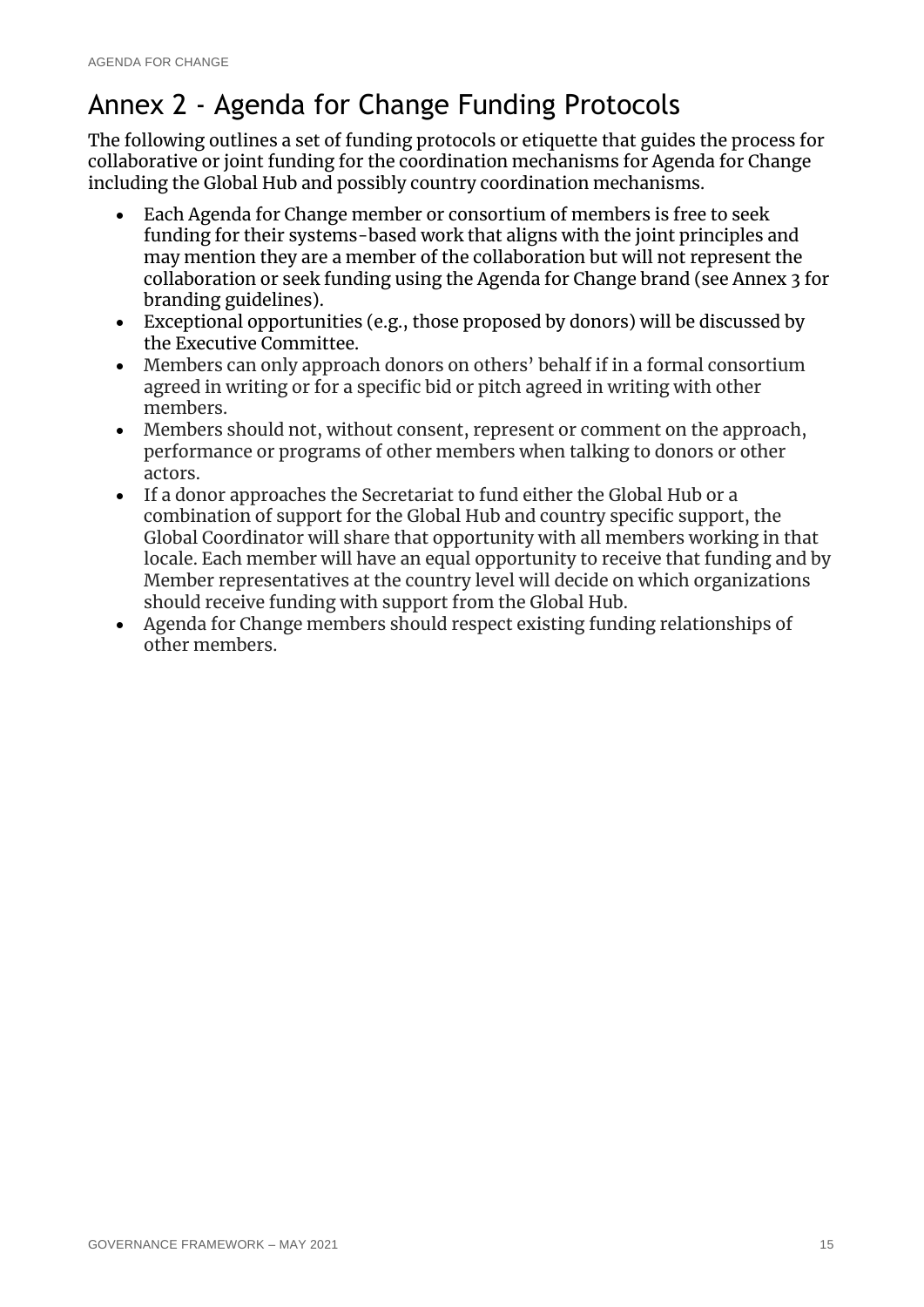# Annex 2 - Agenda for Change Funding Protocols

The following outlines a set of funding protocols or etiquette that guides the process for collaborative or joint funding for the coordination mechanisms for Agenda for Change including the Global Hub and possibly country coordination mechanisms.

- Each Agenda for Change member or consortium of members is free to seek funding for their systems-based work that aligns with the joint principles and may mention they are a member of the collaboration but will not represent the collaboration or seek funding using the Agenda for Change brand (see Annex 3 for branding guidelines).
- Exceptional opportunities (e.g., those proposed by donors) will be discussed by the Executive Committee.
- Members can only approach donors on others' behalf if in a formal consortium agreed in writing or for a specific bid or pitch agreed in writing with other members.
- Members should not, without consent, represent or comment on the approach, performance or programs of other members when talking to donors or other actors.
- If a donor approaches the Secretariat to fund either the Global Hub or a combination of support for the Global Hub and country specific support, the Global Coordinator will share that opportunity with all members working in that locale. Each member will have an equal opportunity to receive that funding and by Member representatives at the country level will decide on which organizations should receive funding with support from the Global Hub.
- Agenda for Change members should respect existing funding relationships of other members.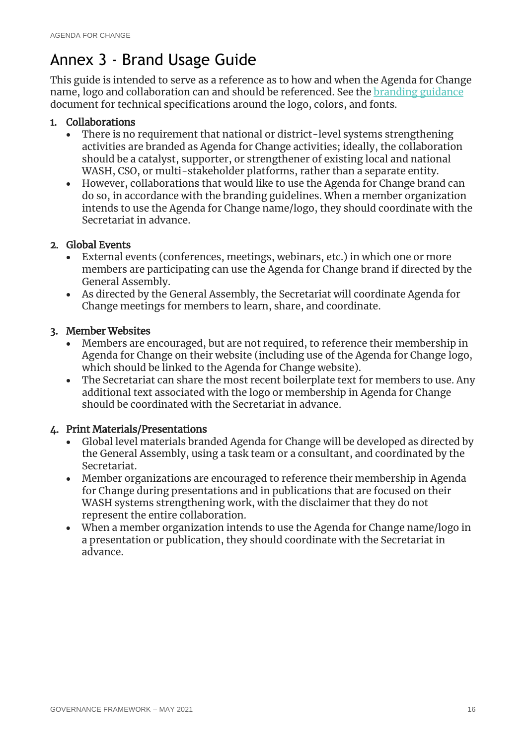# Annex 3 - Brand Usage Guide

This guide is intended to serve as a reference as to how and when the Agenda for Change name, logo and collaboration can and should be referenced. See the branding guidance document for technical specifications around the logo, colors, and fonts.

1. **Collaborations**
   - There is no requirement that national or district-level systems strengthening activities are branded as Agenda for Change activities; ideally, the collaboration should be a catalyst, supporter, or strengthener of existing local and national WASH, CSO, or multi-stakeholder platforms, rather than a separate entity.
   - However, collaborations that would like to use the Agenda for Change brand can do so, in accordance with the branding guidelines. When a member organization intends to use the Agenda for Change name/logo, they should coordinate with the Secretariat in advance.

2. **Global Events**
   - External events (conferences, meetings, webinars, etc.) in which one or more members are participating can use the Agenda for Change brand if directed by the General Assembly.
   - As directed by the General Assembly, the Secretariat will coordinate Agenda for Change meetings for members to learn, share, and coordinate.

3. **Member Websites**
   - Members are encouraged, but are not required, to reference their membership in Agenda for Change on their website (including use of the Agenda for Change logo, which should be linked to the Agenda for Change website).
   - The Secretariat can share the most recent boilerplate text for members to use. Any additional text associated with the logo or membership in Agenda for Change should be coordinated with the Secretariat in advance.

4. **Print Materials/Presentations**
   - Global level materials branded Agenda for Change will be developed as directed by the General Assembly, using a task team or a consultant, and coordinated by the Secretariat.
   - Member organizations are encouraged to reference their membership in Agenda for Change during presentations and in publications that are focused on their WASH systems strengthening work, with the disclaimer that they do not represent the entire collaboration.
   - When a member organization intends to use the Agenda for Change name/logo in a presentation or publication, they should coordinate with the Secretariat in advance.